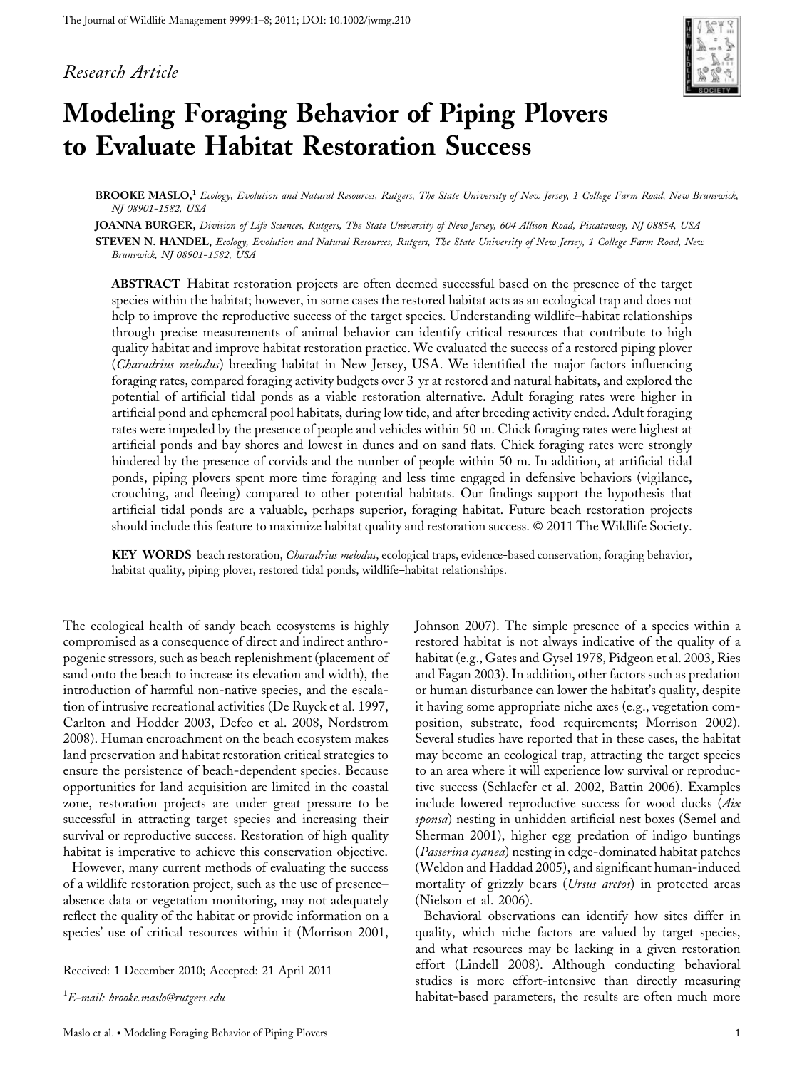*Research Article*

# Modeling Foraging Behavior of Piping Plovers to Evaluate Habitat Restoration Success

**BROOKE MASLO,**[1] *Ecology, Evolution and Natural Resources, Rutgers, The State University of New Jersey, 1 College Farm Road, New Brunswick, NJ 08901-1582, USA*

**JOANNA BURGER,** *Division of Life Sciences, Rutgers, The State University of New Jersey, 604 Allison Road, Piscataway, NJ 08854, USA*

**STEVEN N. HANDEL,** *Ecology, Evolution and Natural Resources, Rutgers, The State University of New Jersey, 1 College Farm Road, New Brunswick, NJ 08901-1582, USA*

**ABSTRACT** Habitat restoration projects are often deemed successful based on the presence of the target species within the habitat; however, in some cases the restored habitat acts as an ecological trap and does not help to improve the reproductive success of the target species. Understanding wildlife–habitat relationships through precise measurements of animal behavior can identify critical resources that contribute to high quality habitat and improve habitat restoration practice. We evaluated the success of a restored piping plover (*Charadrius melodus*) breeding habitat in New Jersey, USA. We identified the major factors influencing foraging rates, compared foraging activity budgets over 3 yr at restored and natural habitats, and explored the potential of artificial tidal ponds as a viable restoration alternative. Adult foraging rates were higher in artificial pond and ephemeral pool habitats, during low tide, and after breeding activity ended. Adult foraging rates were impeded by the presence of people and vehicles within 50 m. Chick foraging rates were highest at artificial ponds and bay shores and lowest in dunes and on sand flats. Chick foraging rates were strongly hindered by the presence of corvids and the number of people within 50 m. In addition, at artificial tidal ponds, piping plovers spent more time foraging and less time engaged in defensive behaviors (vigilance, crouching, and fleeing) compared to other potential habitats. Our findings support the hypothesis that artificial tidal ponds are a valuable, perhaps superior, foraging habitat. Future beach restoration projects should include this feature to maximize habitat quality and restoration success. © 2011 The Wildlife Society.

**KEY WORDS** beach restoration, *Charadrius melodus*, ecological traps, evidence-based conservation, foraging behavior, habitat quality, piping plover, restored tidal ponds, wildlife–habitat relationships.

The ecological health of sandy beach ecosystems is highly compromised as a consequence of direct and indirect anthropogenic stressors, such as beach replenishment (placement of sand onto the beach to increase its elevation and width), the introduction of harmful non-native species, and the escalation of intrusive recreational activities (De Ruyck et al. 1997, Carlton and Hodder 2003, Defeo et al. 2008, Nordstrom 2008). Human encroachment on the beach ecosystem makes land preservation and habitat restoration critical strategies to ensure the persistence of beach-dependent species. Because opportunities for land acquisition are limited in the coastal zone, restoration projects are under great pressure to be successful in attracting target species and increasing their survival or reproductive success. Restoration of high quality habitat is imperative to achieve this conservation objective.

However, many current methods of evaluating the success of a wildlife restoration project, such as the use of presence–absence data or vegetation monitoring, may not adequately reflect the quality of the habitat or provide information on a species' use of critical resources within it (Morrison 2001, Johnson 2007). The simple presence of a species within a restored habitat is not always indicative of the quality of a habitat (e.g., Gates and Gysel 1978, Pidgeon et al. 2003, Ries and Fagan 2003). In addition, other factors such as predation or human disturbance can lower the habitat's quality, despite it having some appropriate niche axes (e.g., vegetation composition, substrate, food requirements; Morrison 2002). Several studies have reported that in these cases, the habitat may become an ecological trap, attracting the target species to an area where it will experience low survival or reproductive success (Schlaefer et al. 2002, Battin 2006). Examples include lowered reproductive success for wood ducks (*Aix sponsa*) nesting in unhidden artificial nest boxes (Semel and Sherman 2001), higher egg predation of indigo buntings (*Passerina cyanea*) nesting in edge-dominated habitat patches (Weldon and Haddad 2005), and significant human-induced mortality of grizzly bears (*Ursus arctos*) in protected areas (Nielson et al. 2006).

Behavioral observations can identify how sites differ in quality, which niche factors are valued by target species, and what resources may be lacking in a given restoration effort (Lindell 2008). Although conducting behavioral studies is more effort-intensive than directly measuring habitat-based parameters, the results are often much more

Received: 1 December 2010; Accepted: 21 April 2011

[1]*E-mail: brooke.maslo@rutgers.edu*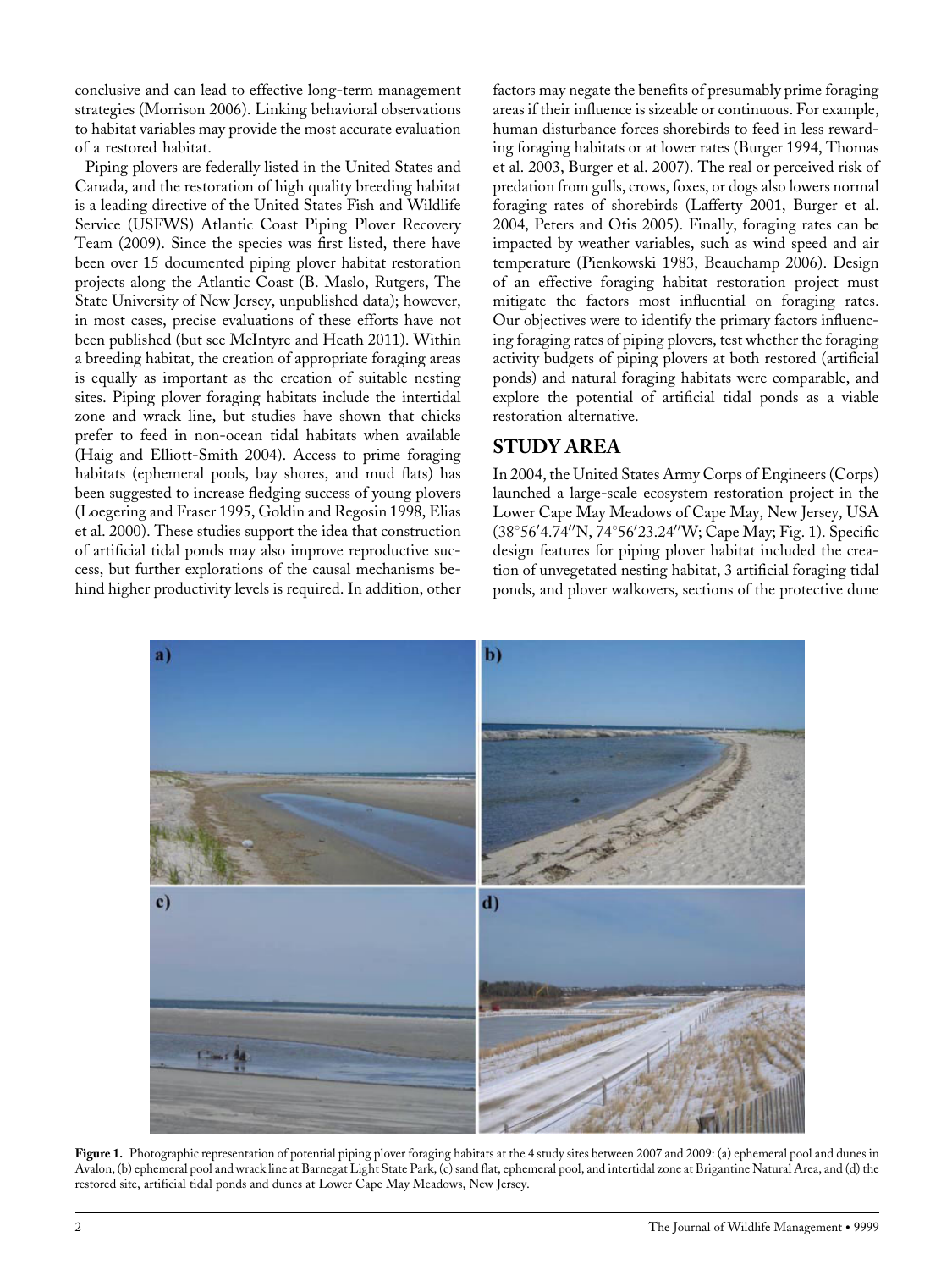conclusive and can lead to effective long-term management strategies (Morrison 2006). Linking behavioral observations to habitat variables may provide the most accurate evaluation of a restored habitat.

Piping plovers are federally listed in the United States and Canada, and the restoration of high quality breeding habitat is a leading directive of the United States Fish and Wildlife Service (USFWS) Atlantic Coast Piping Plover Recovery Team (2009). Since the species was first listed, there have been over 15 documented piping plover habitat restoration projects along the Atlantic Coast (B. Maslo, Rutgers, The State University of New Jersey, unpublished data); however, in most cases, precise evaluations of these efforts have not been published (but see McIntyre and Heath 2011). Within a breeding habitat, the creation of appropriate foraging areas is equally as important as the creation of suitable nesting sites. Piping plover foraging habitats include the intertidal zone and wrack line, but studies have shown that chicks prefer to feed in non-ocean tidal habitats when available (Haig and Elliott-Smith 2004). Access to prime foraging habitats (ephemeral pools, bay shores, and mud flats) has been suggested to increase fledging success of young plovers (Loegering and Fraser 1995, Goldin and Regosin 1998, Elias et al. 2000). These studies support the idea that construction of artificial tidal ponds may also improve reproductive success, but further explorations of the causal mechanisms behind higher productivity levels is required. In addition, other factors may negate the benefits of presumably prime foraging areas if their influence is sizeable or continuous. For example, human disturbance forces shorebirds to feed in less rewarding foraging habitats or at lower rates (Burger 1994, Thomas et al. 2003, Burger et al. 2007). The real or perceived risk of predation from gulls, crows, foxes, or dogs also lowers normal foraging rates of shorebirds (Lafferty 2001, Burger et al. 2004, Peters and Otis 2005). Finally, foraging rates can be impacted by weather variables, such as wind speed and air temperature (Pienkowski 1983, Beauchamp 2006). Design of an effective foraging habitat restoration project must mitigate the factors most influential on foraging rates. Our objectives were to identify the primary factors influencing foraging rates of piping plovers, test whether the foraging activity budgets of piping plovers at both restored (artificial ponds) and natural foraging habitats were comparable, and explore the potential of artificial tidal ponds as a viable restoration alternative.

## STUDY AREA

In 2004, the United States Army Corps of Engineers (Corps) launched a large-scale ecosystem restoration project in the Lower Cape May Meadows of Cape May, New Jersey, USA (38°56′4.74″N, 74°56′23.24″W; Cape May; Fig. 1). Specific design features for piping plover habitat included the creation of unvegetated nesting habitat, 3 artificial foraging tidal ponds, and plover walkovers, sections of the protective dune

**Figure 1.** Photographic representation of potential piping plover foraging habitats at the 4 study sites between 2007 and 2009: (a) ephemeral pool and dunes in Avalon, (b) ephemeral pool and wrack line at Barnegat Light State Park, (c) sand flat, ephemeral pool, and intertidal zone at Brigantine Natural Area, and (d) the restored site, artificial tidal ponds and dunes at Lower Cape May Meadows, New Jersey.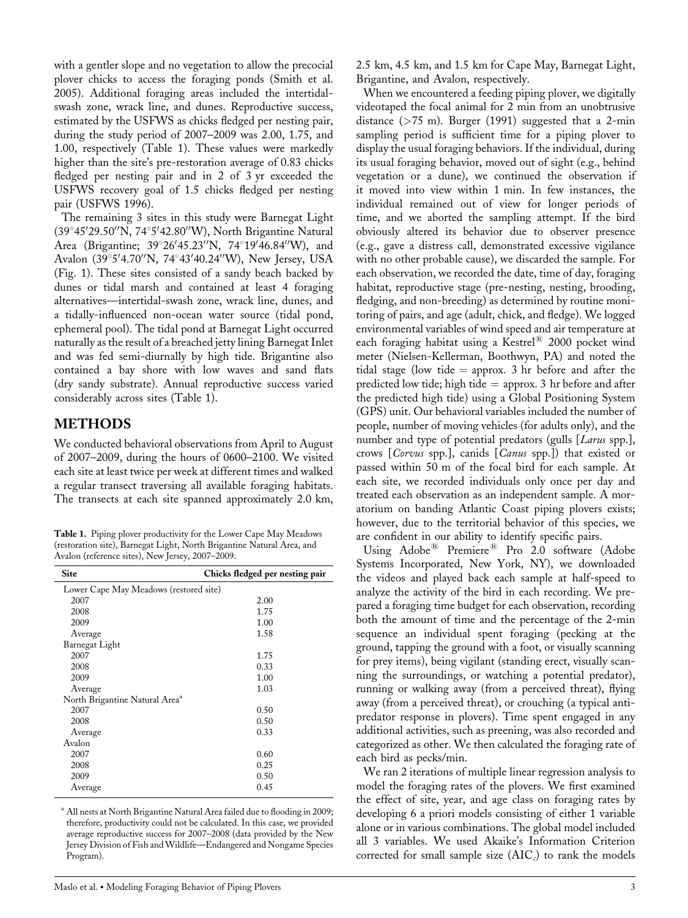with a gentler slope and no vegetation to allow the precocial plover chicks to access the foraging ponds (Smith et al. 2005). Additional foraging areas included the intertidal-swash zone, wrack line, and dunes. Reproductive success, estimated by the USFWS as chicks fledged per nesting pair, during the study period of 2007–2009 was 2.00, 1.75, and 1.00, respectively (Table 1). These values were markedly higher than the site's pre-restoration average of 0.83 chicks fledged per nesting pair and in 2 of 3 yr exceeded the USFWS recovery goal of 1.5 chicks fledged per nesting pair (USFWS 1996).

The remaining 3 sites in this study were Barnegat Light (39°45′29.50″N, 74°5′42.80″W), North Brigantine Natural Area (Brigantine; 39°26′45.23″N, 74°19′46.84″W), and Avalon (39°5′4.70″N, 74°43′40.24″W), New Jersey, USA (Fig. 1). These sites consisted of a sandy beach backed by dunes or tidal marsh and contained at least 4 foraging alternatives—intertidal-swash zone, wrack line, dunes, and a tidally-influenced non-ocean water source (tidal pond, ephemeral pool). The tidal pond at Barnegat Light occurred naturally as the result of a breached jetty lining Barnegat Inlet and was fed semi-diurnally by high tide. Brigantine also contained a bay shore with low waves and sand flats (dry sandy substrate). Annual reproductive success varied considerably across sites (Table 1).

## METHODS

We conducted behavioral observations from April to August of 2007–2009, during the hours of 0600–2100. We visited each site at least twice per week at different times and walked a regular transect traversing all available foraging habitats. The transects at each site spanned approximately 2.0 km, 2.5 km, 4.5 km, and 1.5 km for Cape May, Barnegat Light, Brigantine, and Avalon, respectively.

**Table 1.** Piping plover productivity for the Lower Cape May Meadows (restoration site), Barnegat Light, North Brigantine Natural Area, and Avalon (reference sites), New Jersey, 2007–2009.

| Site | Chicks fledged per nesting pair |
|---|---|
| Lower Cape May Meadows (restored site) | |
| 2007 | 2.00 |
| 2008 | 1.75 |
| 2009 | 1.00 |
| Average | 1.58 |
| Barnegat Light | |
| 2007 | 1.75 |
| 2008 | 0.33 |
| 2009 | 1.00 |
| Average | 1.03 |
| North Brigantine Natural Area[a] | |
| 2007 | 0.50 |
| 2008 | 0.50 |
| Average | 0.33 |
| Avalon | |
| 2007 | 0.60 |
| 2008 | 0.25 |
| 2009 | 0.50 |
| Average | 0.45 |

[a] All nests at North Brigantine Natural Area failed due to flooding in 2009; therefore, productivity could not be calculated. In this case, we provided average reproductive success for 2007–2008 (data provided by the New Jersey Division of Fish and Wildlife—Endangered and Nongame Species Program).

When we encountered a feeding piping plover, we digitally videotaped the focal animal for 2 min from an unobtrusive distance (>75 m). Burger (1991) suggested that a 2-min sampling period is sufficient time for a piping plover to display the usual foraging behaviors. If the individual, during its usual foraging behavior, moved out of sight (e.g., behind vegetation or a dune), we continued the observation if it moved into view within 1 min. In few instances, the individual remained out of view for longer periods of time, and we aborted the sampling attempt. If the bird obviously altered its behavior due to observer presence (e.g., gave a distress call, demonstrated excessive vigilance with no other probable cause), we discarded the sample. For each observation, we recorded the date, time of day, foraging habitat, reproductive stage (pre-nesting, nesting, brooding, fledging, and non-breeding) as determined by routine monitoring of pairs, and age (adult, chick, and fledge). We logged environmental variables of wind speed and air temperature at each foraging habitat using a Kestrel® 2000 pocket wind meter (Nielsen-Kellerman, Boothwyn, PA) and noted the tidal stage (low tide = approx. 3 hr before and after the predicted low tide; high tide = approx. 3 hr before and after the predicted high tide) using a Global Positioning System (GPS) unit. Our behavioral variables included the number of people, number of moving vehicles (for adults only), and the number and type of potential predators (gulls [*Larus* spp.], crows [*Corvus* spp.], canids [*Canus* spp.]) that existed or passed within 50 m of the focal bird for each sample. At each site, we recorded individuals only once per day and treated each observation as an independent sample. A moratorium on banding Atlantic Coast piping plovers exists; however, due to the territorial behavior of this species, we are confident in our ability to identify specific pairs.

Using Adobe® Premiere® Pro 2.0 software (Adobe Systems Incorporated, New York, NY), we downloaded the videos and played back each sample at half-speed to analyze the activity of the bird in each recording. We prepared a foraging time budget for each observation, recording both the amount of time and the percentage of the 2-min sequence an individual spent foraging (pecking at the ground, tapping the ground with a foot, or visually scanning for prey items), being vigilant (standing erect, visually scanning the surroundings, or watching a potential predator), running or walking away (from a perceived threat), flying away (from a perceived threat), or crouching (a typical anti-predator response in plovers). Time spent engaged in any additional activities, such as preening, was also recorded and categorized as other. We then calculated the foraging rate of each bird as pecks/min.

We ran 2 iterations of multiple linear regression analysis to model the foraging rates of the plovers. We first examined the effect of site, year, and age class on foraging rates by developing 6 a priori models consisting of either 1 variable alone or in various combinations. The global model included all 3 variables. We used Akaike's Information Criterion corrected for small sample size ($AIC_c$) to rank the models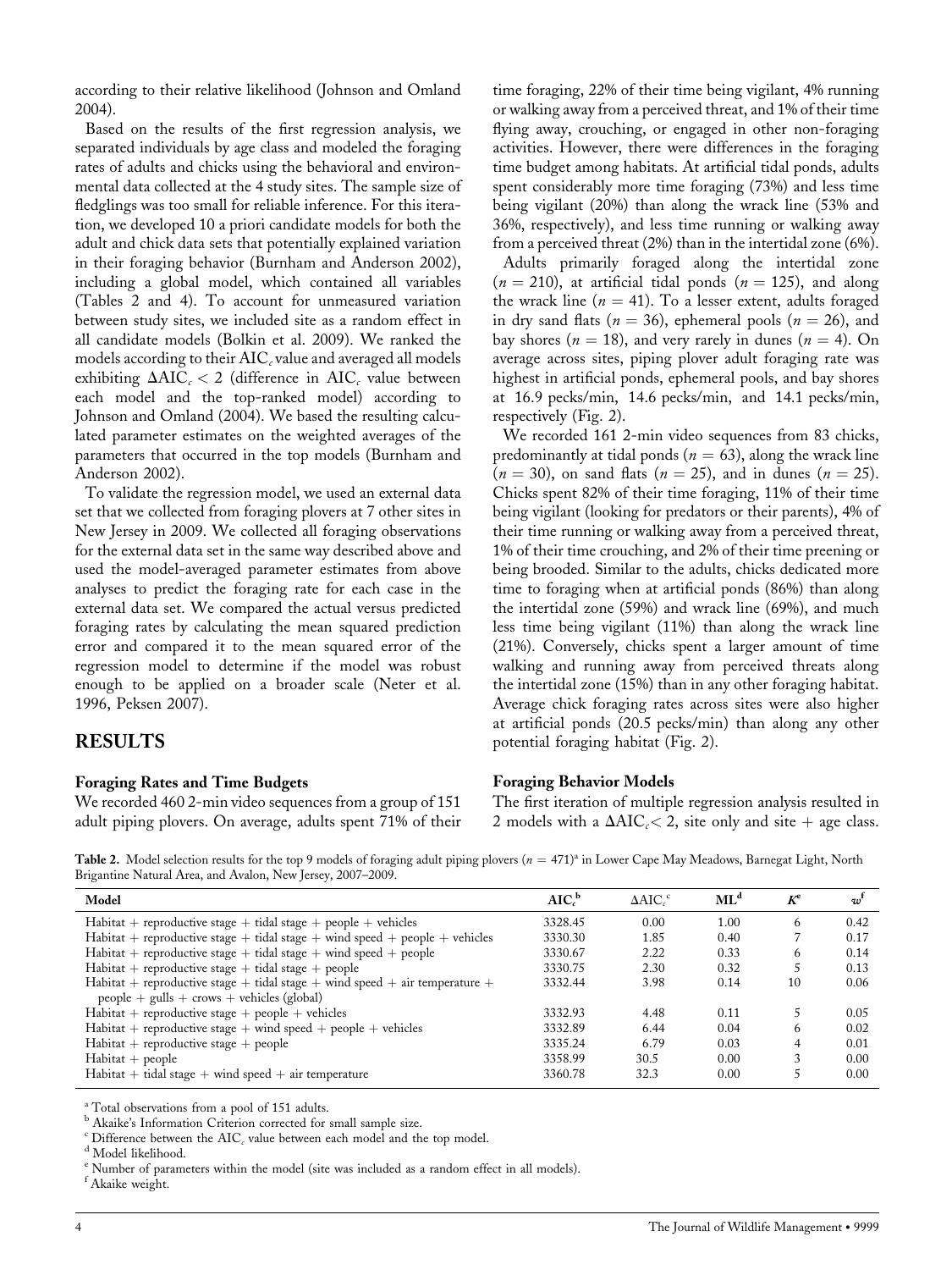according to their relative likelihood (Johnson and Omland 2004).

Based on the results of the first regression analysis, we separated individuals by age class and modeled the foraging rates of adults and chicks using the behavioral and environmental data collected at the 4 study sites. The sample size of fledglings was too small for reliable inference. For this iteration, we developed 10 a priori candidate models for both the adult and chick data sets that potentially explained variation in their foraging behavior (Burnham and Anderson 2002), including a global model, which contained all variables (Tables 2 and 4). To account for unmeasured variation between study sites, we included site as a random effect in all candidate models (Bolkin et al. 2009). We ranked the models according to their $AIC_c$ value and averaged all models exhibiting $\Delta AIC_c < 2$ (difference in $AIC_c$ value between each model and the top-ranked model) according to Johnson and Omland (2004). We based the resulting calculated parameter estimates on the weighted averages of the parameters that occurred in the top models (Burnham and Anderson 2002).

To validate the regression model, we used an external data set that we collected from foraging plovers at 7 other sites in New Jersey in 2009. We collected all foraging observations for the external data set in the same way described above and used the model-averaged parameter estimates from above analyses to predict the foraging rate for each case in the external data set. We compared the actual versus predicted foraging rates by calculating the mean squared prediction error and compared it to the mean squared error of the regression model to determine if the model was robust enough to be applied on a broader scale (Neter et al. 1996, Peksen 2007).

## RESULTS

### Foraging Rates and Time Budgets

We recorded 460 2-min video sequences from a group of 151 adult piping plovers. On average, adults spent 71% of their time foraging, 22% of their time being vigilant, 4% running or walking away from a perceived threat, and 1% of their time flying away, crouching, or engaged in other non-foraging activities. However, there were differences in the foraging time budget among habitats. At artificial tidal ponds, adults spent considerably more time foraging (73%) and less time being vigilant (20%) than along the wrack line (53% and 36%, respectively), and less time running or walking away from a perceived threat (2%) than in the intertidal zone (6%).

Adults primarily foraged along the intertidal zone ($n = 210$), at artificial tidal ponds ($n = 125$), and along the wrack line ($n = 41$). To a lesser extent, adults foraged in dry sand flats ($n = 36$), ephemeral pools ($n = 26$), and bay shores ($n = 18$), and very rarely in dunes ($n = 4$). On average across sites, piping plover adult foraging rate was highest in artificial ponds, ephemeral pools, and bay shores at 16.9 pecks/min, 14.6 pecks/min, and 14.1 pecks/min, respectively (Fig. 2).

We recorded 161 2-min video sequences from 83 chicks, predominantly at tidal ponds ($n = 63$), along the wrack line ($n = 30$), on sand flats ($n = 25$), and in dunes ($n = 25$). Chicks spent 82% of their time foraging, 11% of their time being vigilant (looking for predators or their parents), 4% of their time running or walking away from a perceived threat, 1% of their time crouching, and 2% of their time preening or being brooded. Similar to the adults, chicks dedicated more time to foraging when at artificial ponds (86%) than along the intertidal zone (59%) and wrack line (69%), and much less time being vigilant (11%) than along the wrack line (21%). Conversely, chicks spent a larger amount of time walking and running away from perceived threats along the intertidal zone (15%) than in any other foraging habitat. Average chick foraging rates across sites were also higher at artificial ponds (20.5 pecks/min) than along any other potential foraging habitat (Fig. 2).

### Foraging Behavior Models

The first iteration of multiple regression analysis resulted in 2 models with a $\Delta AIC_c < 2$, site only and site + age class.

**Table 2.** Model selection results for the top 9 models of foraging adult piping plovers ($n = 471$)[a] in Lower Cape May Meadows, Barnegat Light, North Brigantine Natural Area, and Avalon, New Jersey, 2007–2009.

| Model | $AIC_c$[b] | $\Delta AIC_c$[c] | ML[d] | $K$[e] | $w$[f] |
|---|---|---|---|---|---|
| Habitat + reproductive stage + tidal stage + people + vehicles | 3328.45 | 0.00 | 1.00 | 6 | 0.42 |
| Habitat + reproductive stage + tidal stage + wind speed + people + vehicles | 3330.30 | 1.85 | 0.40 | 7 | 0.17 |
| Habitat + reproductive stage + tidal stage + wind speed + people | 3330.67 | 2.22 | 0.33 | 6 | 0.14 |
| Habitat + reproductive stage + tidal stage + people | 3330.75 | 2.30 | 0.32 | 5 | 0.13 |
| Habitat + reproductive stage + tidal stage + wind speed + air temperature + people + gulls + crows + vehicles (global) | 3332.44 | 3.98 | 0.14 | 10 | 0.06 |
| Habitat + reproductive stage + people + vehicles | 3332.93 | 4.48 | 0.11 | 5 | 0.05 |
| Habitat + reproductive stage + wind speed + people + vehicles | 3332.89 | 6.44 | 0.04 | 6 | 0.02 |
| Habitat + reproductive stage + people | 3335.24 | 6.79 | 0.03 | 4 | 0.01 |
| Habitat + people | 3358.99 | 30.5 | 0.00 | 3 | 0.00 |
| Habitat + tidal stage + wind speed + air temperature | 3360.78 | 32.3 | 0.00 | 5 | 0.00 |

[a] Total observations from a pool of 151 adults.
[b] Akaike's Information Criterion corrected for small sample size.
[c] Difference between the $AIC_c$ value between each model and the top model.
[d] Model likelihood.
[e] Number of parameters within the model (site was included as a random effect in all models).
[f] Akaike weight.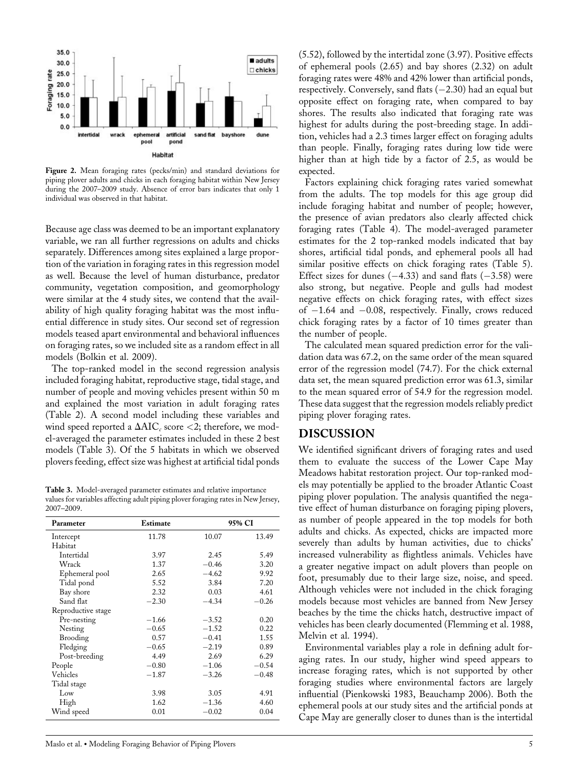Figure 2. Mean foraging rates (pecks/min) and standard deviations for piping plover adults and chicks in each foraging habitat within New Jersey during the 2007–2009 study. Absence of error bars indicates that only 1 individual was observed in that habitat.

Because age class was deemed to be an important explanatory variable, we ran all further regressions on adults and chicks separately. Differences among sites explained a large proportion of the variation in foraging rates in this regression model as well. Because the level of human disturbance, predator community, vegetation composition, and geomorphology were similar at the 4 study sites, we contend that the availability of high quality foraging habitat was the most influential difference in study sites. Our second set of regression models teased apart environmental and behavioral influences on foraging rates, so we included site as a random effect in all models (Bolkin et al. 2009).

The top-ranked model in the second regression analysis included foraging habitat, reproductive stage, tidal stage, and number of people and moving vehicles present within 50 m and explained the most variation in adult foraging rates (Table 2). A second model including these variables and wind speed reported a $\Delta AIC_c$ score <2; therefore, we model-averaged the parameter estimates included in these 2 best models (Table 3). Of the 5 habitats in which we observed plovers feeding, effect size was highest at artificial tidal ponds (5.52), followed by the intertidal zone (3.97). Positive effects of ephemeral pools (2.65) and bay shores (2.32) on adult foraging rates were 48% and 42% lower than artificial ponds, respectively. Conversely, sand flats (−2.30) had an equal but opposite effect on foraging rate, when compared to bay shores. The results also indicated that foraging rate was highest for adults during the post-breeding stage. In addition, vehicles had a 2.3 times larger effect on foraging adults than people. Finally, foraging rates during low tide were higher than at high tide by a factor of 2.5, as would be expected.

Table 3. Model-averaged parameter estimates and relative importance values for variables affecting adult piping plover foraging rates in New Jersey, 2007–2009.

| Parameter | Estimate | 95% CI | |
|---|---|---|---|
| Intercept | 11.78 | 10.07 | 13.49 |
| Habitat | | | |
| Intertidal | 3.97 | 2.45 | 5.49 |
| Wrack | 1.37 | −0.46 | 3.20 |
| Ephemeral pool | 2.65 | −4.62 | 9.92 |
| Tidal pond | 5.52 | 3.84 | 7.20 |
| Bay shore | 2.32 | 0.03 | 4.61 |
| Sand flat | −2.30 | −4.34 | −0.26 |
| Reproductive stage | | | |
| Pre-nesting | −1.66 | −3.52 | 0.20 |
| Nesting | −0.65 | −1.52 | 0.22 |
| Brooding | 0.57 | −0.41 | 1.55 |
| Fledging | −0.65 | −2.19 | 0.89 |
| Post-breeding | 4.49 | 2.69 | 6.29 |
| People | −0.80 | −1.06 | −0.54 |
| Vehicles | −1.87 | −3.26 | −0.48 |
| Tidal stage | | | |
| Low | 3.98 | 3.05 | 4.91 |
| High | 1.62 | −1.36 | 4.60 |
| Wind speed | 0.01 | −0.02 | 0.04 |

Factors explaining chick foraging rates varied somewhat from the adults. The top models for this age group did include foraging habitat and number of people; however, the presence of avian predators also clearly affected chick foraging rates (Table 4). The model-averaged parameter estimates for the 2 top-ranked models indicated that bay shores, artificial tidal ponds, and ephemeral pools all had similar positive effects on chick foraging rates (Table 5). Effect sizes for dunes (−4.33) and sand flats (−3.58) were also strong, but negative. People and gulls had modest negative effects on chick foraging rates, with effect sizes of −1.64 and −0.08, respectively. Finally, crows reduced chick foraging rates by a factor of 10 times greater than the number of people.

The calculated mean squared prediction error for the validation data was 67.2, on the same order of the mean squared error of the regression model (74.7). For the chick external data set, the mean squared prediction error was 61.3, similar to the mean squared error of 54.9 for the regression model. These data suggest that the regression models reliably predict piping plover foraging rates.

## DISCUSSION

We identified significant drivers of foraging rates and used them to evaluate the success of the Lower Cape May Meadows habitat restoration project. Our top-ranked models may potentially be applied to the broader Atlantic Coast piping plover population. The analysis quantified the negative effect of human disturbance on foraging piping plovers, as number of people appeared in the top models for both adults and chicks. As expected, chicks are impacted more severely than adults by human activities, due to chicks' increased vulnerability as flightless animals. Vehicles have a greater negative impact on adult plovers than people on foot, presumably due to their large size, noise, and speed. Although vehicles were not included in the chick foraging models because most vehicles are banned from New Jersey beaches by the time the chicks hatch, destructive impact of vehicles has been clearly documented (Flemming et al. 1988, Melvin et al. 1994).

Environmental variables play a role in defining adult foraging rates. In our study, higher wind speed appears to increase foraging rates, which is not supported by other foraging studies where environmental factors are largely influential (Pienkowski 1983, Beauchamp 2006). Both the ephemeral pools at our study sites and the artificial ponds at Cape May are generally closer to dunes than is the intertidal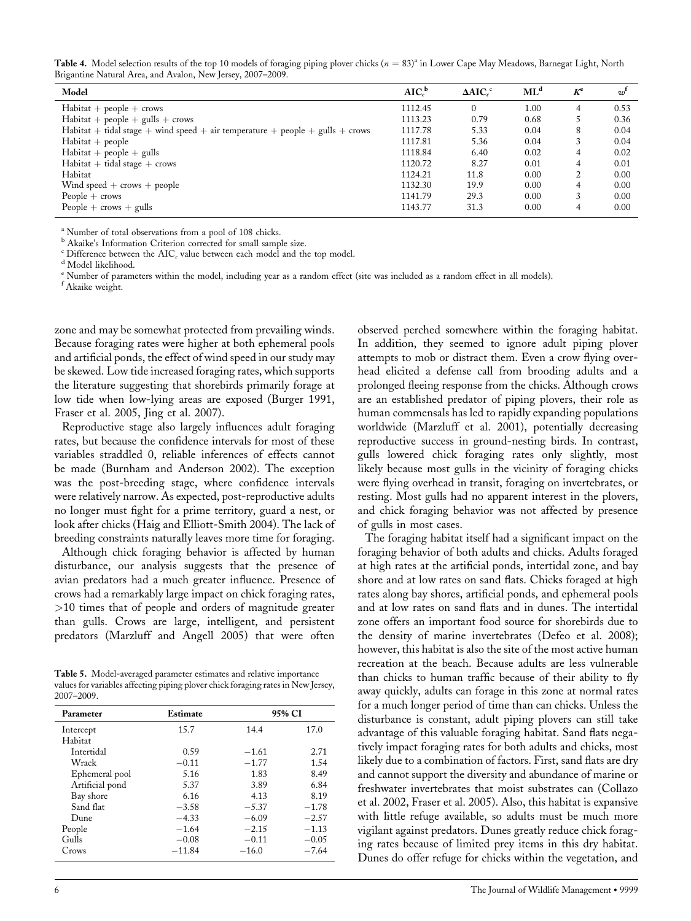**Table 4.** Model selection results of the top 10 models of foraging piping plover chicks ($n = 83$)[a] in Lower Cape May Meadows, Barnegat Light, North Brigantine Natural Area, and Avalon, New Jersey, 2007–2009.

| Model | $AIC_c$[b] | $\Delta AIC_c$[c] | ML[d] | $K$[e] | $w$[f] |
|---|---|---|---|---|---|
| Habitat + people + crows | 1112.45 | 0 | 1.00 | 4 | 0.53 |
| Habitat + people + gulls + crows | 1113.23 | 0.79 | 0.68 | 5 | 0.36 |
| Habitat + tidal stage + wind speed + air temperature + people + gulls + crows | 1117.78 | 5.33 | 0.04 | 8 | 0.04 |
| Habitat + people | 1117.81 | 5.36 | 0.04 | 3 | 0.04 |
| Habitat + people + gulls | 1118.84 | 6.40 | 0.02 | 4 | 0.02 |
| Habitat + tidal stage + crows | 1120.72 | 8.27 | 0.01 | 4 | 0.01 |
| Habitat | 1124.21 | 11.8 | 0.00 | 2 | 0.00 |
| Wind speed + crows + people | 1132.30 | 19.9 | 0.00 | 4 | 0.00 |
| People + crows | 1141.79 | 29.3 | 0.00 | 3 | 0.00 |
| People + crows + gulls | 1143.77 | 31.3 | 0.00 | 4 | 0.00 |

[a] Number of total observations from a pool of 108 chicks.
[b] Akaike's Information Criterion corrected for small sample size.
[c] Difference between the $AIC_c$ value between each model and the top model.
[d] Model likelihood.
[e] Number of parameters within the model, including year as a random effect (site was included as a random effect in all models).
[f] Akaike weight.

zone and may be somewhat protected from prevailing winds. Because foraging rates were higher at both ephemeral pools and artificial ponds, the effect of wind speed in our study may be skewed. Low tide increased foraging rates, which supports the literature suggesting that shorebirds primarily forage at low tide when low-lying areas are exposed (Burger 1991, Fraser et al. 2005, Jing et al. 2007).

Reproductive stage also largely influences adult foraging rates, but because the confidence intervals for most of these variables straddled 0, reliable inferences of effects cannot be made (Burnham and Anderson 2002). The exception was the post-breeding stage, where confidence intervals were relatively narrow. As expected, post-reproductive adults no longer must fight for a prime territory, guard a nest, or look after chicks (Haig and Elliott-Smith 2004). The lack of breeding constraints naturally leaves more time for foraging.

Although chick foraging behavior is affected by human disturbance, our analysis suggests that the presence of avian predators had a much greater influence. Presence of crows had a remarkably large impact on chick foraging rates, >10 times that of people and orders of magnitude greater than gulls. Crows are large, intelligent, and persistent predators (Marzluff and Angell 2005) that were often observed perched somewhere within the foraging habitat. In addition, they seemed to ignore adult piping plover attempts to mob or distract them. Even a crow flying overhead elicited a defense call from brooding adults and a prolonged fleeing response from the chicks. Although crows are an established predator of piping plovers, their role as human commensals has led to rapidly expanding populations worldwide (Marzluff et al. 2001), potentially decreasing reproductive success in ground-nesting birds. In contrast, gulls lowered chick foraging rates only slightly, most likely because most gulls in the vicinity of foraging chicks were flying overhead in transit, foraging on invertebrates, or resting. Most gulls had no apparent interest in the plovers, and chick foraging behavior was not affected by presence of gulls in most cases.

**Table 5.** Model-averaged parameter estimates and relative importance values for variables affecting piping plover chick foraging rates in New Jersey, 2007–2009.

| Parameter | Estimate | 95% CI | |
|---|---|---|---|
| Intercept | 15.7 | 14.4 | 17.0 |
| Habitat | | | |
| Intertidal | 0.59 | −1.61 | 2.71 |
| Wrack | −0.11 | −1.77 | 1.54 |
| Ephemeral pool | 5.16 | 1.83 | 8.49 |
| Artificial pond | 5.37 | 3.89 | 6.84 |
| Bay shore | 6.16 | 4.13 | 8.19 |
| Sand flat | −3.58 | −5.37 | −1.78 |
| Dune | −4.33 | −6.09 | −2.57 |
| People | −1.64 | −2.15 | −1.13 |
| Gulls | −0.08 | −0.11 | −0.05 |
| Crows | −11.84 | −16.0 | −7.64 |

The foraging habitat itself had a significant impact on the foraging behavior of both adults and chicks. Adults foraged at high rates at the artificial ponds, intertidal zone, and bay shore and at low rates on sand flats. Chicks foraged at high rates along bay shores, artificial ponds, and ephemeral pools and at low rates on sand flats and in dunes. The intertidal zone offers an important food source for shorebirds due to the density of marine invertebrates (Defeo et al. 2008); however, this habitat is also the site of the most active human recreation at the beach. Because adults are less vulnerable than chicks to human traffic because of their ability to fly away quickly, adults can forage in this zone at normal rates for a much longer period of time than can chicks. Unless the disturbance is constant, adult piping plovers can still take advantage of this valuable foraging habitat. Sand flats negatively impact foraging rates for both adults and chicks, most likely due to a combination of factors. First, sand flats are dry and cannot support the diversity and abundance of marine or freshwater invertebrates that moist substrates can (Collazo et al. 2002, Fraser et al. 2005). Also, this habitat is expansive with little refuge available, so adults must be much more vigilant against predators. Dunes greatly reduce chick foraging rates because of limited prey items in this dry habitat. Dunes do offer refuge for chicks within the vegetation, and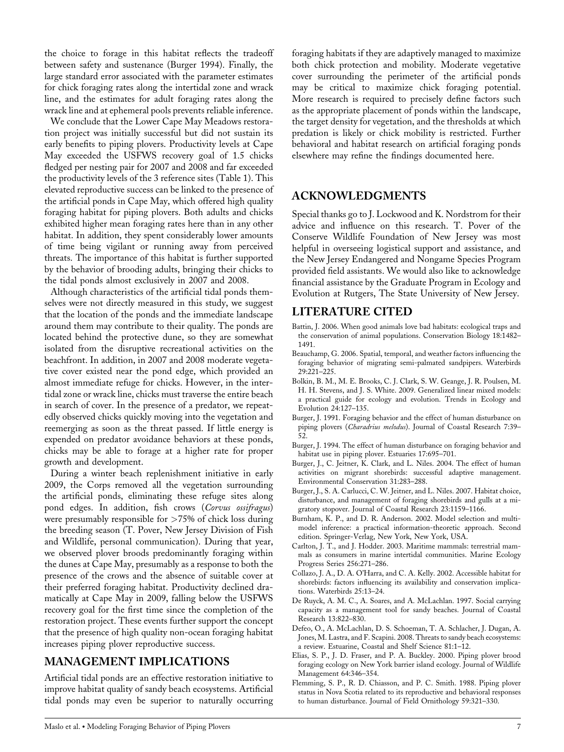the choice to forage in this habitat reflects the tradeoff between safety and sustenance (Burger 1994). Finally, the large standard error associated with the parameter estimates for chick foraging rates along the intertidal zone and wrack line, and the estimates for adult foraging rates along the wrack line and at ephemeral pools prevents reliable inference.

We conclude that the Lower Cape May Meadows restoration project was initially successful but did not sustain its early benefits to piping plovers. Productivity levels at Cape May exceeded the USFWS recovery goal of 1.5 chicks fledged per nesting pair for 2007 and 2008 and far exceeded the productivity levels of the 3 reference sites (Table 1). This elevated reproductive success can be linked to the presence of the artificial ponds in Cape May, which offered high quality foraging habitat for piping plovers. Both adults and chicks exhibited higher mean foraging rates here than in any other habitat. In addition, they spent considerably lower amounts of time being vigilant or running away from perceived threats. The importance of this habitat is further supported by the behavior of brooding adults, bringing their chicks to the tidal ponds almost exclusively in 2007 and 2008.

Although characteristics of the artificial tidal ponds themselves were not directly measured in this study, we suggest that the location of the ponds and the immediate landscape around them may contribute to their quality. The ponds are located behind the protective dune, so they are somewhat isolated from the disruptive recreational activities on the beachfront. In addition, in 2007 and 2008 moderate vegetative cover existed near the pond edge, which provided an almost immediate refuge for chicks. However, in the intertidal zone or wrack line, chicks must traverse the entire beach in search of cover. In the presence of a predator, we repeatedly observed chicks quickly moving into the vegetation and reemerging as soon as the threat passed. If little energy is expended on predator avoidance behaviors at these ponds, chicks may be able to forage at a higher rate for proper growth and development.

During a winter beach replenishment initiative in early 2009, the Corps removed all the vegetation surrounding the artificial ponds, eliminating these refuge sites along pond edges. In addition, fish crows (*Corvus ossifragus*) were presumably responsible for >75% of chick loss during the breeding season (T. Pover, New Jersey Division of Fish and Wildlife, personal communication). During that year, we observed plover broods predominantly foraging within the dunes at Cape May, presumably as a response to both the presence of the crows and the absence of suitable cover at their preferred foraging habitat. Productivity declined dramatically at Cape May in 2009, falling below the USFWS recovery goal for the first time since the completion of the restoration project. These events further support the concept that the presence of high quality non-ocean foraging habitat increases piping plover reproductive success.

## MANAGEMENT IMPLICATIONS

Artificial tidal ponds are an effective restoration initiative to improve habitat quality of sandy beach ecosystems. Artificial tidal ponds may even be superior to naturally occurring foraging habitats if they are adaptively managed to maximize both chick protection and mobility. Moderate vegetative cover surrounding the perimeter of the artificial ponds may be critical to maximize chick foraging potential. More research is required to precisely define factors such as the appropriate placement of ponds within the landscape, the target density for vegetation, and the thresholds at which predation is likely or chick mobility is restricted. Further behavioral and habitat research on artificial foraging ponds elsewhere may refine the findings documented here.

## ACKNOWLEDGMENTS

Special thanks go to J. Lockwood and K. Nordstrom for their advice and influence on this research. T. Pover of the Conserve Wildlife Foundation of New Jersey was most helpful in overseeing logistical support and assistance, and the New Jersey Endangered and Nongame Species Program provided field assistants. We would also like to acknowledge financial assistance by the Graduate Program in Ecology and Evolution at Rutgers, The State University of New Jersey.

## LITERATURE CITED

Battin, J. 2006. When good animals love bad habitats: ecological traps and the conservation of animal populations. Conservation Biology 18:1482–1491.

Beauchamp, G. 2006. Spatial, temporal, and weather factors influencing the foraging behavior of migrating semi-palmated sandpipers. Waterbirds 29:221–225.

Bolkin, B. M., M. E. Brooks, C. J. Clark, S. W. Geange, J. R. Poulsen, M. H. H. Stevens, and J. S. White. 2009. Generalized linear mixed models: a practical guide for ecology and evolution. Trends in Ecology and Evolution 24:127–135.

Burger, J. 1991. Foraging behavior and the effect of human disturbance on piping plovers (*Charadrius melodus*). Journal of Coastal Research 7:39–52.

Burger, J. 1994. The effect of human disturbance on foraging behavior and habitat use in piping plover. Estuaries 17:695–701.

Burger, J., C. Jeitner, K. Clark, and L. Niles. 2004. The effect of human activities on migrant shorebirds: successful adaptive management. Environmental Conservation 31:283–288.

Burger, J., S. A. Carlucci, C. W. Jeitner, and L. Niles. 2007. Habitat choice, disturbance, and management of foraging shorebirds and gulls at a migratory stopover. Journal of Coastal Research 23:1159–1166.

Burnham, K. P., and D. R. Anderson. 2002. Model selection and multimodel inference: a practical information-theoretic approach. Second edition. Springer-Verlag, New York, New York, USA.

Carlton, J. T., and J. Hodder. 2003. Maritime mammals: terrestrial mammals as consumers in marine intertidal communities. Marine Ecology Progress Series 256:271–286.

Collazo, J. A., D. A. O'Harra, and C. A. Kelly. 2002. Accessible habitat for shorebirds: factors influencing its availability and conservation implications. Waterbirds 25:13–24.

De Ruyck, A. M. C., A. Soares, and A. McLachlan. 1997. Social carrying capacity as a management tool for sandy beaches. Journal of Coastal Research 13:822–830.

Defeo, O., A. McLachlan, D. S. Schoeman, T. A. Schlacher, J. Dugan, A. Jones, M. Lastra, and F. Scapini. 2008. Threats to sandy beach ecosystems: a review. Estuarine, Coastal and Shelf Science 81:1–12.

Elias, S. P., J. D. Fraser, and P. A. Buckley. 2000. Piping plover brood foraging ecology on New York barrier island ecology. Journal of Wildlife Management 64:346–354.

Flemming, S. P., R. D. Chiasson, and P. C. Smith. 1988. Piping plover status in Nova Scotia related to its reproductive and behavioral responses to human disturbance. Journal of Field Ornithology 59:321–330.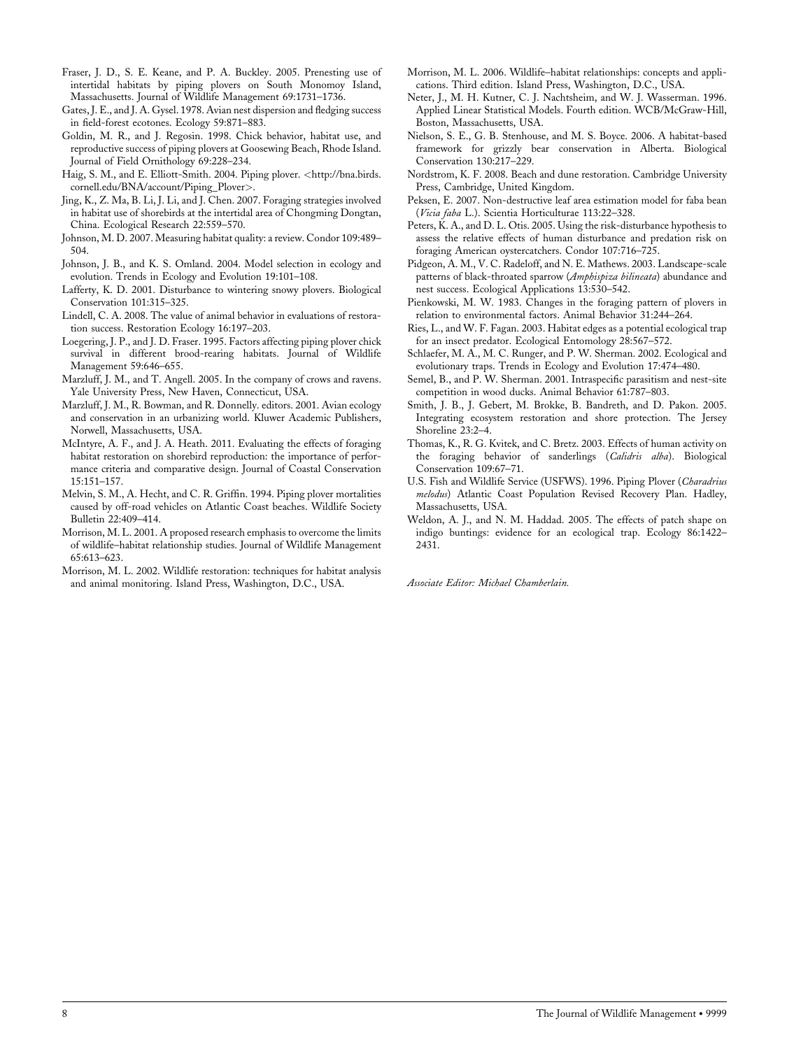Fraser, J. D., S. E. Keane, and P. A. Buckley. 2005. Prenesting use of intertidal habitats by piping plovers on South Monomoy Island, Massachusetts. Journal of Wildlife Management 69:1731–1736.

Gates, J. E., and J. A. Gysel. 1978. Avian nest dispersion and fledging success in field-forest ecotones. Ecology 59:871–883.

Goldin, M. R., and J. Regosin. 1998. Chick behavior, habitat use, and reproductive success of piping plovers at Goosewing Beach, Rhode Island. Journal of Field Ornithology 69:228–234.

Haig, S. M., and E. Elliott-Smith. 2004. Piping plover. <http://bna.birds.cornell.edu/BNA/account/Piping_Plover>.

Jing, K., Z. Ma, B. Li, J. Li, and J. Chen. 2007. Foraging strategies involved in habitat use of shorebirds at the intertidal area of Chongming Dongtan, China. Ecological Research 22:559–570.

Johnson, M. D. 2007. Measuring habitat quality: a review. Condor 109:489–504.

Johnson, J. B., and K. S. Omland. 2004. Model selection in ecology and evolution. Trends in Ecology and Evolution 19:101–108.

Lafferty, K. D. 2001. Disturbance to wintering snowy plovers. Biological Conservation 101:315–325.

Lindell, C. A. 2008. The value of animal behavior in evaluations of restoration success. Restoration Ecology 16:197–203.

Loegering, J. P., and J. D. Fraser. 1995. Factors affecting piping plover chick survival in different brood-rearing habitats. Journal of Wildlife Management 59:646–655.

Marzluff, J. M., and T. Angell. 2005. In the company of crows and ravens. Yale University Press, New Haven, Connecticut, USA.

Marzluff, J. M., R. Bowman, and R. Donnelly. editors. 2001. Avian ecology and conservation in an urbanizing world. Kluwer Academic Publishers, Norwell, Massachusetts, USA.

McIntyre, A. F., and J. A. Heath. 2011. Evaluating the effects of foraging habitat restoration on shorebird reproduction: the importance of performance criteria and comparative design. Journal of Coastal Conservation 15:151–157.

Melvin, S. M., A. Hecht, and C. R. Griffin. 1994. Piping plover mortalities caused by off-road vehicles on Atlantic Coast beaches. Wildlife Society Bulletin 22:409–414.

Morrison, M. L. 2001. A proposed research emphasis to overcome the limits of wildlife–habitat relationship studies. Journal of Wildlife Management 65:613–623.

Morrison, M. L. 2002. Wildlife restoration: techniques for habitat analysis and animal monitoring. Island Press, Washington, D.C., USA.

Morrison, M. L. 2006. Wildlife–habitat relationships: concepts and applications. Third edition. Island Press, Washington, D.C., USA.

Neter, J., M. H. Kutner, C. J. Nachtsheim, and W. J. Wasserman. 1996. Applied Linear Statistical Models. Fourth edition. WCB/McGraw-Hill, Boston, Massachusetts, USA.

Nielson, S. E., G. B. Stenhouse, and M. S. Boyce. 2006. A habitat-based framework for grizzly bear conservation in Alberta. Biological Conservation 130:217–229.

Nordstrom, K. F. 2008. Beach and dune restoration. Cambridge University Press, Cambridge, United Kingdom.

Peksen, E. 2007. Non-destructive leaf area estimation model for faba bean (*Vicia faba* L.). Scientia Horticulturae 113:22–328.

Peters, K. A., and D. L. Otis. 2005. Using the risk-disturbance hypothesis to assess the relative effects of human disturbance and predation risk on foraging American oystercatchers. Condor 107:716–725.

Pidgeon, A. M., V. C. Radeloff, and N. E. Mathews. 2003. Landscape-scale patterns of black-throated sparrow (*Amphispiza bilineata*) abundance and nest success. Ecological Applications 13:530–542.

Pienkowski, M. W. 1983. Changes in the foraging pattern of plovers in relation to environmental factors. Animal Behavior 31:244–264.

Ries, L., and W. F. Fagan. 2003. Habitat edges as a potential ecological trap for an insect predator. Ecological Entomology 28:567–572.

Schlaefer, M. A., M. C. Runger, and P. W. Sherman. 2002. Ecological and evolutionary traps. Trends in Ecology and Evolution 17:474–480.

Semel, B., and P. W. Sherman. 2001. Intraspecific parasitism and nest-site competition in wood ducks. Animal Behavior 61:787–803.

Smith, J. B., J. Gebert, M. Brokke, B. Bandreth, and D. Pakon. 2005. Integrating ecosystem restoration and shore protection. The Jersey Shoreline 23:2–4.

Thomas, K., R. G. Kvitek, and C. Bretz. 2003. Effects of human activity on the foraging behavior of sanderlings (*Calidris alba*). Biological Conservation 109:67–71.

U.S. Fish and Wildlife Service (USFWS). 1996. Piping Plover (*Charadrius melodus*) Atlantic Coast Population Revised Recovery Plan. Hadley, Massachusetts, USA.

Weldon, A. J., and N. M. Haddad. 2005. The effects of patch shape on indigo buntings: evidence for an ecological trap. Ecology 86:1422–2431.

*Associate Editor: Michael Chamberlain.*